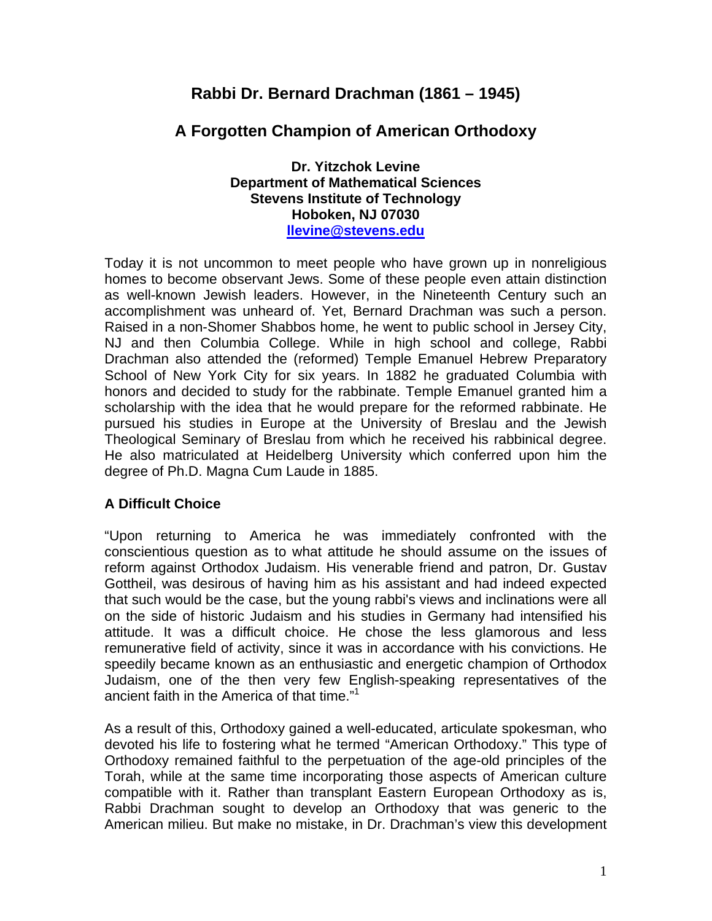# Rabbi Dr. Bernard Drachman (1861 – 1945)

## A Forgotten Champion of American Orthodoxy

**Dr. Yitzchok Levine**
**Department of Mathematical Sciences**
**Stevens Institute of Technology**
**Hoboken, NJ 07030**
**llevine@stevens.edu**

Today it is not uncommon to meet people who have grown up in nonreligious homes to become observant Jews. Some of these people even attain distinction as well-known Jewish leaders. However, in the Nineteenth Century such an accomplishment was unheard of. Yet, Bernard Drachman was such a person. Raised in a non-Shomer Shabbos home, he went to public school in Jersey City, NJ and then Columbia College. While in high school and college, Rabbi Drachman also attended the (reformed) Temple Emanuel Hebrew Preparatory School of New York City for six years. In 1882 he graduated Columbia with honors and decided to study for the rabbinate. Temple Emanuel granted him a scholarship with the idea that he would prepare for the reformed rabbinate. He pursued his studies in Europe at the University of Breslau and the Jewish Theological Seminary of Breslau from which he received his rabbinical degree. He also matriculated at Heidelberg University which conferred upon him the degree of Ph.D. Magna Cum Laude in 1885.

### A Difficult Choice

"Upon returning to America he was immediately confronted with the conscientious question as to what attitude he should assume on the issues of reform against Orthodox Judaism. His venerable friend and patron, Dr. Gustav Gottheil, was desirous of having him as his assistant and had indeed expected that such would be the case, but the young rabbi's views and inclinations were all on the side of historic Judaism and his studies in Germany had intensified his attitude. It was a difficult choice. He chose the less glamorous and less remunerative field of activity, since it was in accordance with his convictions. He speedily became known as an enthusiastic and energetic champion of Orthodox Judaism, one of the then very few English-speaking representatives of the ancient faith in the America of that time."[1]

As a result of this, Orthodoxy gained a well-educated, articulate spokesman, who devoted his life to fostering what he termed "American Orthodoxy." This type of Orthodoxy remained faithful to the perpetuation of the age-old principles of the Torah, while at the same time incorporating those aspects of American culture compatible with it. Rather than transplant Eastern European Orthodoxy as is, Rabbi Drachman sought to develop an Orthodoxy that was generic to the American milieu. But make no mistake, in Dr. Drachman's view this development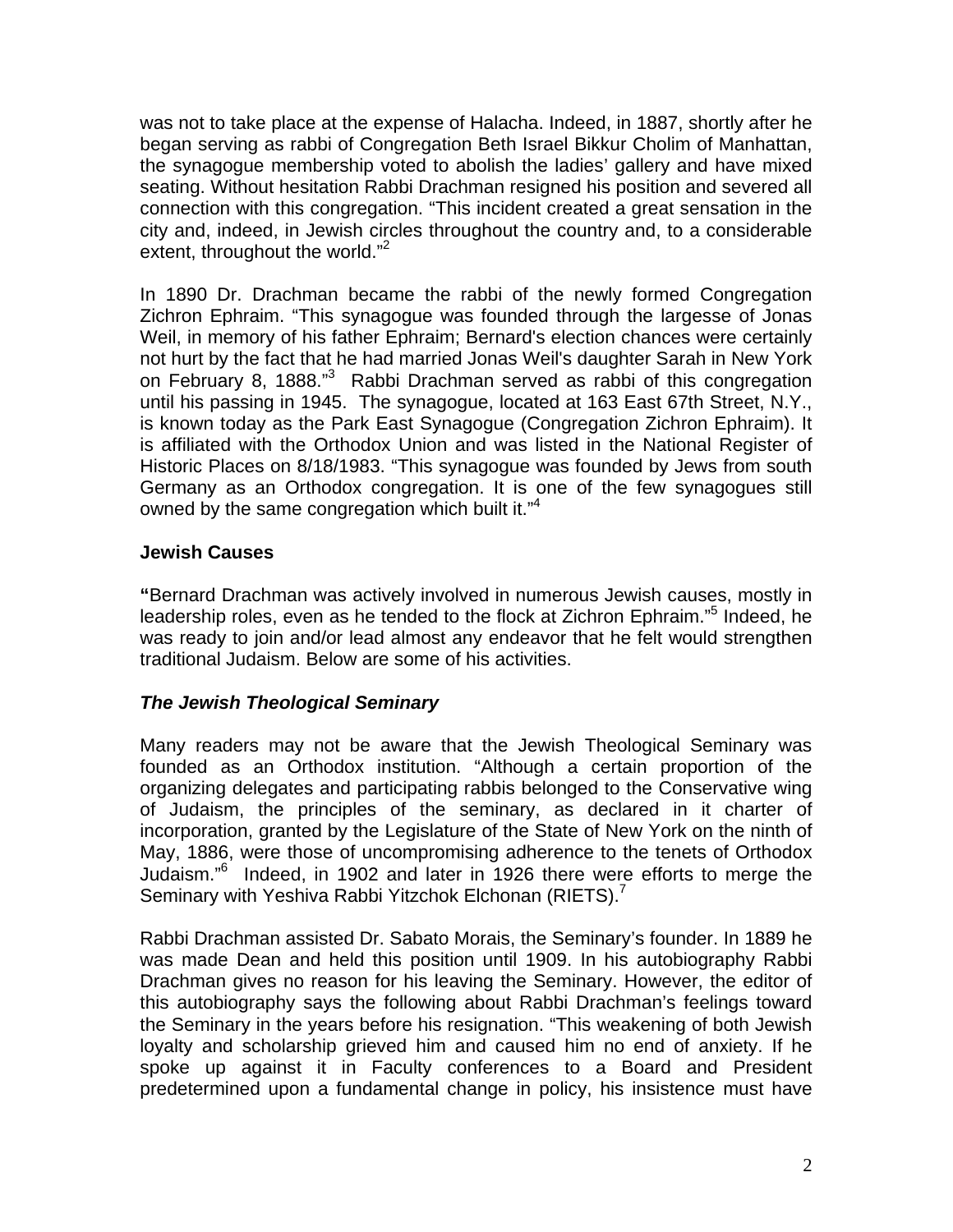was not to take place at the expense of Halacha. Indeed, in 1887, shortly after he began serving as rabbi of Congregation Beth Israel Bikkur Cholim of Manhattan, the synagogue membership voted to abolish the ladies' gallery and have mixed seating. Without hesitation Rabbi Drachman resigned his position and severed all connection with this congregation. "This incident created a great sensation in the city and, indeed, in Jewish circles throughout the country and, to a considerable extent, throughout the world."[2]

In 1890 Dr. Drachman became the rabbi of the newly formed Congregation Zichron Ephraim. "This synagogue was founded through the largesse of Jonas Weil, in memory of his father Ephraim; Bernard's election chances were certainly not hurt by the fact that he had married Jonas Weil's daughter Sarah in New York on February 8, 1888."[3] Rabbi Drachman served as rabbi of this congregation until his passing in 1945. The synagogue, located at 163 East 67th Street, N.Y., is known today as the Park East Synagogue (Congregation Zichron Ephraim). It is affiliated with the Orthodox Union and was listed in the National Register of Historic Places on 8/18/1983. "This synagogue was founded by Jews from south Germany as an Orthodox congregation. It is one of the few synagogues still owned by the same congregation which built it."[4]

### Jewish Causes

**"**Bernard Drachman was actively involved in numerous Jewish causes, mostly in leadership roles, even as he tended to the flock at Zichron Ephraim."[5] Indeed, he was ready to join and/or lead almost any endeavor that he felt would strengthen traditional Judaism. Below are some of his activities.

#### *The Jewish Theological Seminary*

Many readers may not be aware that the Jewish Theological Seminary was founded as an Orthodox institution. "Although a certain proportion of the organizing delegates and participating rabbis belonged to the Conservative wing of Judaism, the principles of the seminary, as declared in it charter of incorporation, granted by the Legislature of the State of New York on the ninth of May, 1886, were those of uncompromising adherence to the tenets of Orthodox Judaism."[6] Indeed, in 1902 and later in 1926 there were efforts to merge the Seminary with Yeshiva Rabbi Yitzchok Elchonan (RIETS).[7]

Rabbi Drachman assisted Dr. Sabato Morais, the Seminary's founder. In 1889 he was made Dean and held this position until 1909. In his autobiography Rabbi Drachman gives no reason for his leaving the Seminary. However, the editor of this autobiography says the following about Rabbi Drachman's feelings toward the Seminary in the years before his resignation. "This weakening of both Jewish loyalty and scholarship grieved him and caused him no end of anxiety. If he spoke up against it in Faculty conferences to a Board and President predetermined upon a fundamental change in policy, his insistence must have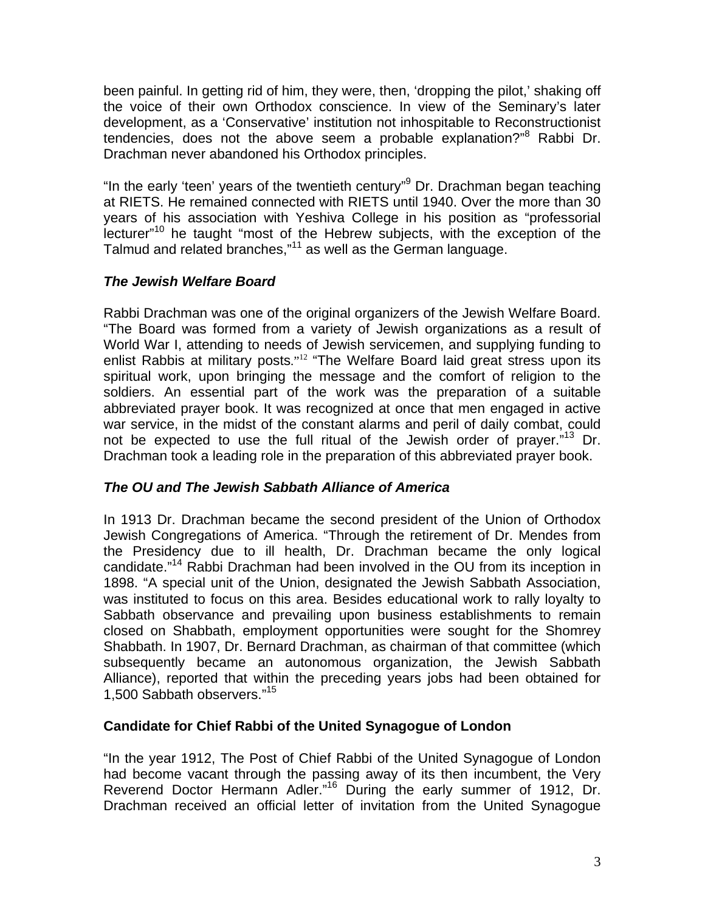been painful. In getting rid of him, they were, then, 'dropping the pilot,' shaking off the voice of their own Orthodox conscience. In view of the Seminary's later development, as a 'Conservative' institution not inhospitable to Reconstructionist tendencies, does not the above seem a probable explanation?"[8] Rabbi Dr. Drachman never abandoned his Orthodox principles.

"In the early 'teen' years of the twentieth century"[9] Dr. Drachman began teaching at RIETS. He remained connected with RIETS until 1940. Over the more than 30 years of his association with Yeshiva College in his position as "professorial lecturer"[10] he taught "most of the Hebrew subjects, with the exception of the Talmud and related branches,"[11] as well as the German language.

### *The Jewish Welfare Board*

Rabbi Drachman was one of the original organizers of the Jewish Welfare Board. "The Board was formed from a variety of Jewish organizations as a result of World War I, attending to needs of Jewish servicemen, and supplying funding to enlist Rabbis at military posts."[12] "The Welfare Board laid great stress upon its spiritual work, upon bringing the message and the comfort of religion to the soldiers. An essential part of the work was the preparation of a suitable abbreviated prayer book. It was recognized at once that men engaged in active war service, in the midst of the constant alarms and peril of daily combat, could not be expected to use the full ritual of the Jewish order of prayer."[13] Dr. Drachman took a leading role in the preparation of this abbreviated prayer book.

### *The OU and The Jewish Sabbath Alliance of America*

In 1913 Dr. Drachman became the second president of the Union of Orthodox Jewish Congregations of America. "Through the retirement of Dr. Mendes from the Presidency due to ill health, Dr. Drachman became the only logical candidate."[14] Rabbi Drachman had been involved in the OU from its inception in 1898. "A special unit of the Union, designated the Jewish Sabbath Association, was instituted to focus on this area. Besides educational work to rally loyalty to Sabbath observance and prevailing upon business establishments to remain closed on Shabbath, employment opportunities were sought for the Shomrey Shabbath. In 1907, Dr. Bernard Drachman, as chairman of that committee (which subsequently became an autonomous organization, the Jewish Sabbath Alliance), reported that within the preceding years jobs had been obtained for 1,500 Sabbath observers."[15]

### Candidate for Chief Rabbi of the United Synagogue of London

"In the year 1912, The Post of Chief Rabbi of the United Synagogue of London had become vacant through the passing away of its then incumbent, the Very Reverend Doctor Hermann Adler."[16] During the early summer of 1912, Dr. Drachman received an official letter of invitation from the United Synagogue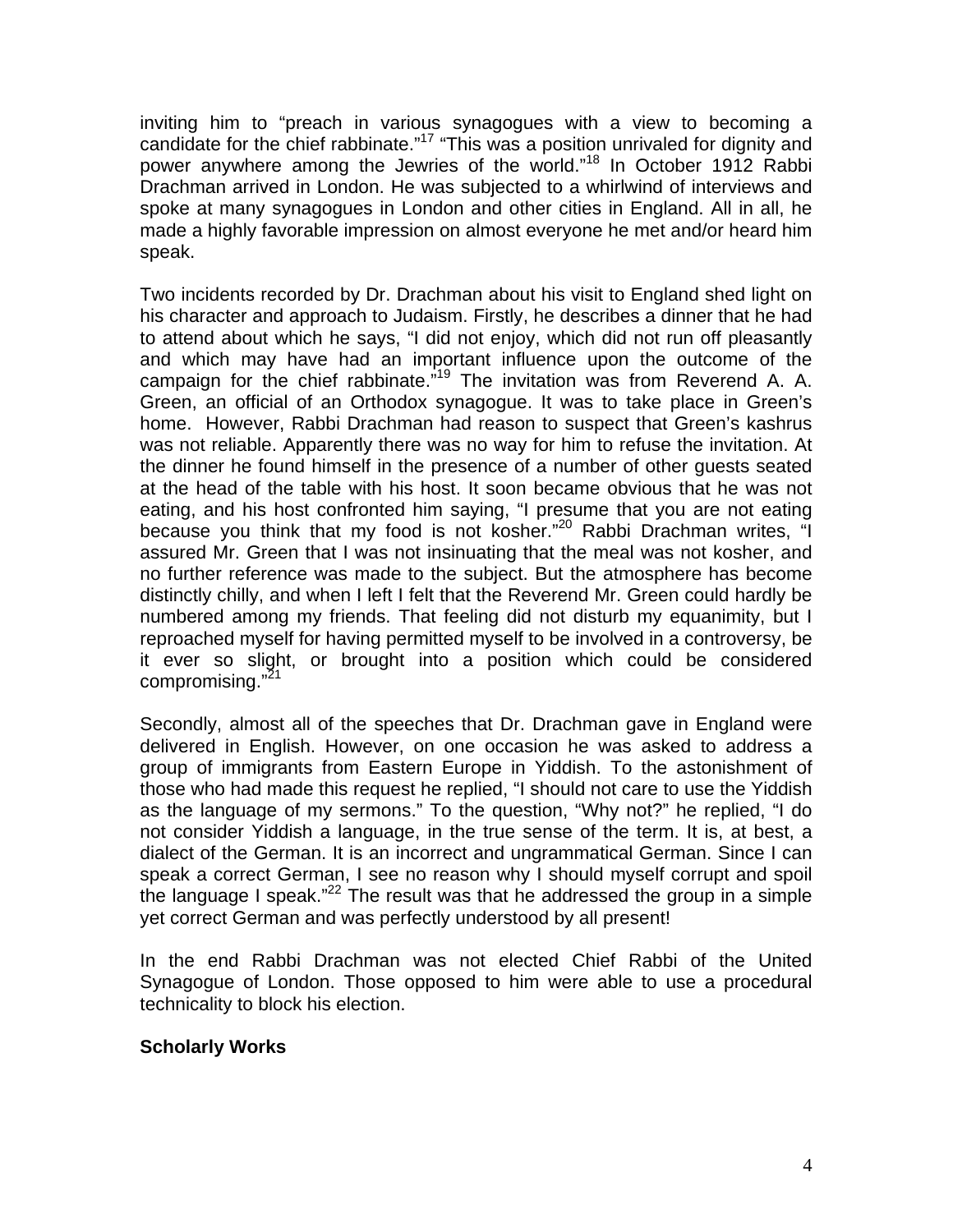inviting him to "preach in various synagogues with a view to becoming a candidate for the chief rabbinate."[17] "This was a position unrivaled for dignity and power anywhere among the Jewries of the world."[18] In October 1912 Rabbi Drachman arrived in London. He was subjected to a whirlwind of interviews and spoke at many synagogues in London and other cities in England. All in all, he made a highly favorable impression on almost everyone he met and/or heard him speak.

Two incidents recorded by Dr. Drachman about his visit to England shed light on his character and approach to Judaism. Firstly, he describes a dinner that he had to attend about which he says, "I did not enjoy, which did not run off pleasantly and which may have had an important influence upon the outcome of the campaign for the chief rabbinate."[19] The invitation was from Reverend A. A. Green, an official of an Orthodox synagogue. It was to take place in Green's home. However, Rabbi Drachman had reason to suspect that Green's kashrus was not reliable. Apparently there was no way for him to refuse the invitation. At the dinner he found himself in the presence of a number of other guests seated at the head of the table with his host. It soon became obvious that he was not eating, and his host confronted him saying, "I presume that you are not eating because you think that my food is not kosher."[20] Rabbi Drachman writes, "I assured Mr. Green that I was not insinuating that the meal was not kosher, and no further reference was made to the subject. But the atmosphere has become distinctly chilly, and when I left I felt that the Reverend Mr. Green could hardly be numbered among my friends. That feeling did not disturb my equanimity, but I reproached myself for having permitted myself to be involved in a controversy, be it ever so slight, or brought into a position which could be considered compromising."[21]

Secondly, almost all of the speeches that Dr. Drachman gave in England were delivered in English. However, on one occasion he was asked to address a group of immigrants from Eastern Europe in Yiddish. To the astonishment of those who had made this request he replied, "I should not care to use the Yiddish as the language of my sermons." To the question, "Why not?" he replied, "I do not consider Yiddish a language, in the true sense of the term. It is, at best, a dialect of the German. It is an incorrect and ungrammatical German. Since I can speak a correct German, I see no reason why I should myself corrupt and spoil the language I speak."[22] The result was that he addressed the group in a simple yet correct German and was perfectly understood by all present!

In the end Rabbi Drachman was not elected Chief Rabbi of the United Synagogue of London. Those opposed to him were able to use a procedural technicality to block his election.

**Scholarly Works**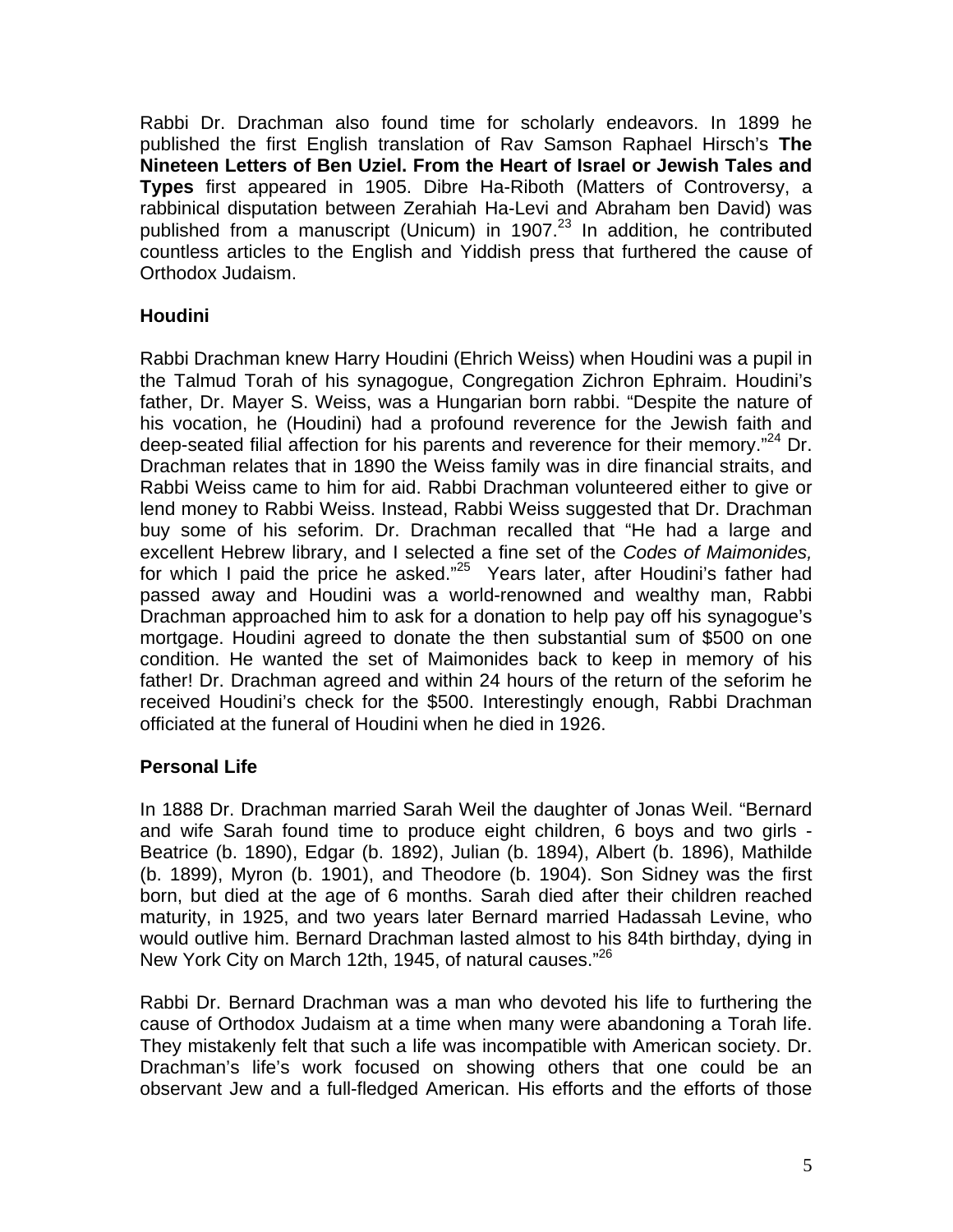Rabbi Dr. Drachman also found time for scholarly endeavors. In 1899 he published the first English translation of Rav Samson Raphael Hirsch's **The Nineteen Letters of Ben Uziel. From the Heart of Israel or Jewish Tales and Types** first appeared in 1905. Dibre Ha-Riboth (Matters of Controversy, a rabbinical disputation between Zerahiah Ha-Levi and Abraham ben David) was published from a manuscript (Unicum) in 1907.[23] In addition, he contributed countless articles to the English and Yiddish press that furthered the cause of Orthodox Judaism.

## Houdini

Rabbi Drachman knew Harry Houdini (Ehrich Weiss) when Houdini was a pupil in the Talmud Torah of his synagogue, Congregation Zichron Ephraim. Houdini's father, Dr. Mayer S. Weiss, was a Hungarian born rabbi. "Despite the nature of his vocation, he (Houdini) had a profound reverence for the Jewish faith and deep-seated filial affection for his parents and reverence for their memory."[24] Dr. Drachman relates that in 1890 the Weiss family was in dire financial straits, and Rabbi Weiss came to him for aid. Rabbi Drachman volunteered either to give or lend money to Rabbi Weiss. Instead, Rabbi Weiss suggested that Dr. Drachman buy some of his seforim. Dr. Drachman recalled that "He had a large and excellent Hebrew library, and I selected a fine set of the *Codes of Maimonides,* for which I paid the price he asked."[25] Years later, after Houdini's father had passed away and Houdini was a world-renowned and wealthy man, Rabbi Drachman approached him to ask for a donation to help pay off his synagogue's mortgage. Houdini agreed to donate the then substantial sum of $500 on one condition. He wanted the set of Maimonides back to keep in memory of his father! Dr. Drachman agreed and within 24 hours of the return of the seforim he received Houdini's check for the $500. Interestingly enough, Rabbi Drachman officiated at the funeral of Houdini when he died in 1926.

## Personal Life

In 1888 Dr. Drachman married Sarah Weil the daughter of Jonas Weil. "Bernard and wife Sarah found time to produce eight children, 6 boys and two girls - Beatrice (b. 1890), Edgar (b. 1892), Julian (b. 1894), Albert (b. 1896), Mathilde (b. 1899), Myron (b. 1901), and Theodore (b. 1904). Son Sidney was the first born, but died at the age of 6 months. Sarah died after their children reached maturity, in 1925, and two years later Bernard married Hadassah Levine, who would outlive him. Bernard Drachman lasted almost to his 84th birthday, dying in New York City on March 12th, 1945, of natural causes."[26]

Rabbi Dr. Bernard Drachman was a man who devoted his life to furthering the cause of Orthodox Judaism at a time when many were abandoning a Torah life. They mistakenly felt that such a life was incompatible with American society. Dr. Drachman's life's work focused on showing others that one could be an observant Jew and a full-fledged American. His efforts and the efforts of those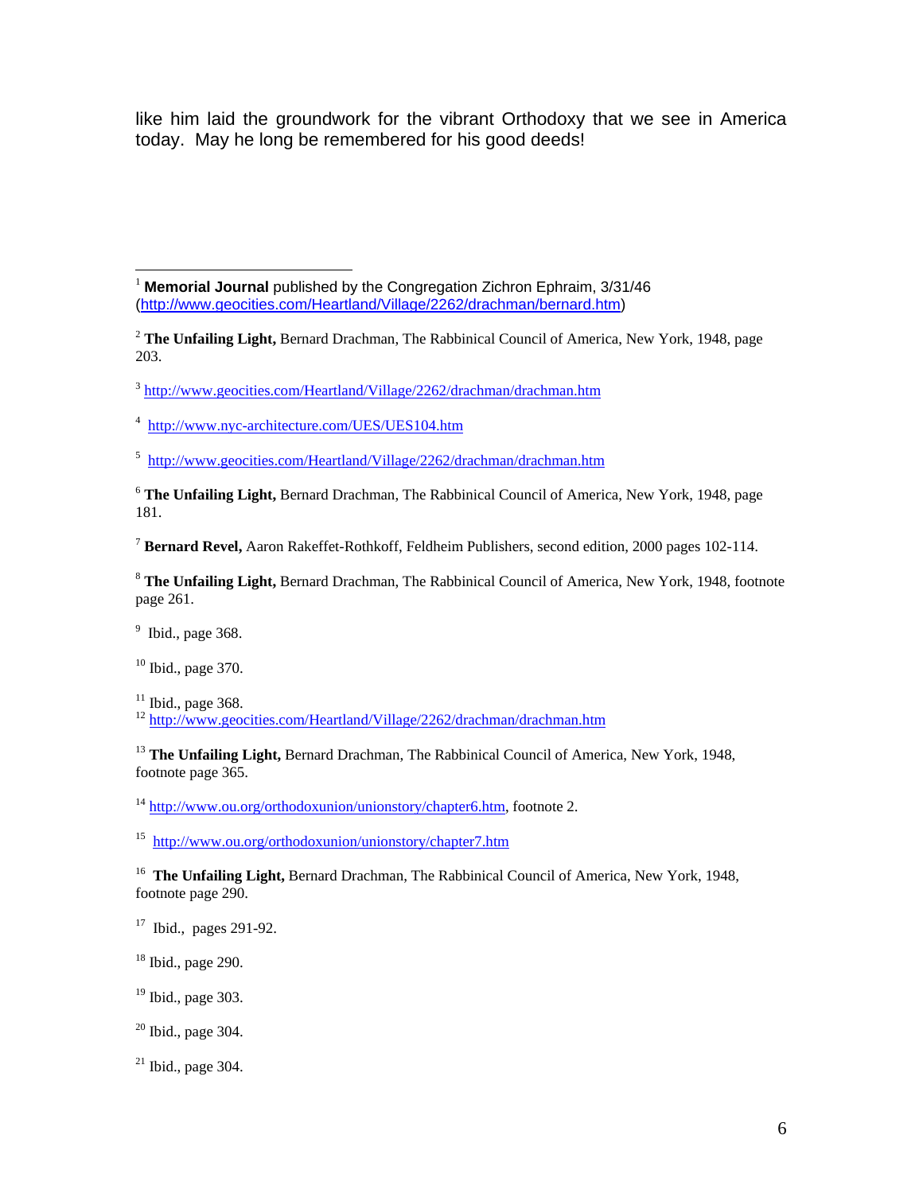like him laid the groundwork for the vibrant Orthodoxy that we see in America today. May he long be remembered for his good deeds!

---

[1] **Memorial Journal** published by the Congregation Zichron Ephraim, 3/31/46 (http://www.geocities.com/Heartland/Village/2262/drachman/bernard.htm)

[2] **The Unfailing Light,** Bernard Drachman, The Rabbinical Council of America, New York, 1948, page 203.

[3] http://www.geocities.com/Heartland/Village/2262/drachman/drachman.htm

[4] http://www.nyc-architecture.com/UES/UES104.htm

[5] http://www.geocities.com/Heartland/Village/2262/drachman/drachman.htm

[6] **The Unfailing Light,** Bernard Drachman, The Rabbinical Council of America, New York, 1948, page 181.

[7] **Bernard Revel,** Aaron Rakeffet-Rothkoff, Feldheim Publishers, second edition, 2000 pages 102-114.

[8] **The Unfailing Light,** Bernard Drachman, The Rabbinical Council of America, New York, 1948, footnote page 261.

[9] Ibid., page 368.

[10] Ibid., page 370.

[11] Ibid., page 368.

[12] http://www.geocities.com/Heartland/Village/2262/drachman/drachman.htm

[13] **The Unfailing Light,** Bernard Drachman, The Rabbinical Council of America, New York, 1948, footnote page 365.

[14] http://www.ou.org/orthodoxunion/unionstory/chapter6.htm, footnote 2.

[15] http://www.ou.org/orthodoxunion/unionstory/chapter7.htm

[16] **The Unfailing Light,** Bernard Drachman, The Rabbinical Council of America, New York, 1948, footnote page 290.

[17] Ibid., pages 291-92.

[18] Ibid., page 290.

[19] Ibid., page 303.

[20] Ibid., page 304.

[21] Ibid., page 304.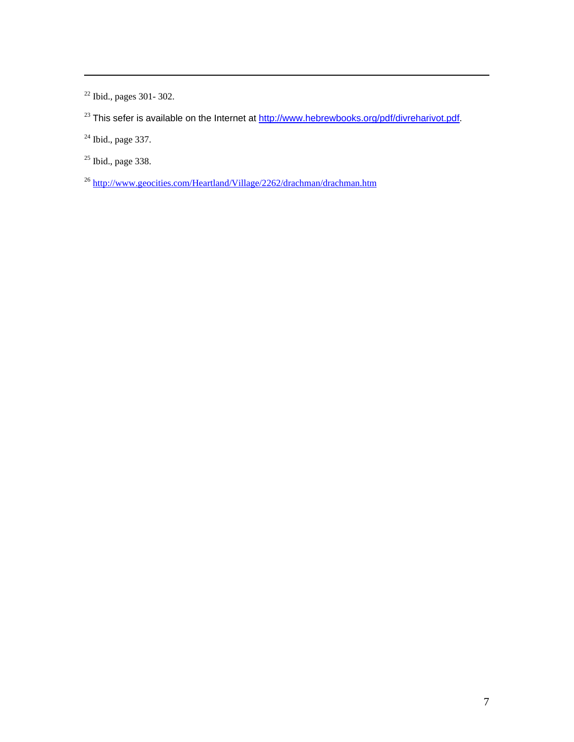[22] Ibid., pages 301- 302.

[23] This sefer is available on the Internet at http://www.hebrewbooks.org/pdf/divreharivot.pdf.

[24] Ibid., page 337.

[25] Ibid., page 338.

[26] http://www.geocities.com/Heartland/Village/2262/drachman/drachman.htm